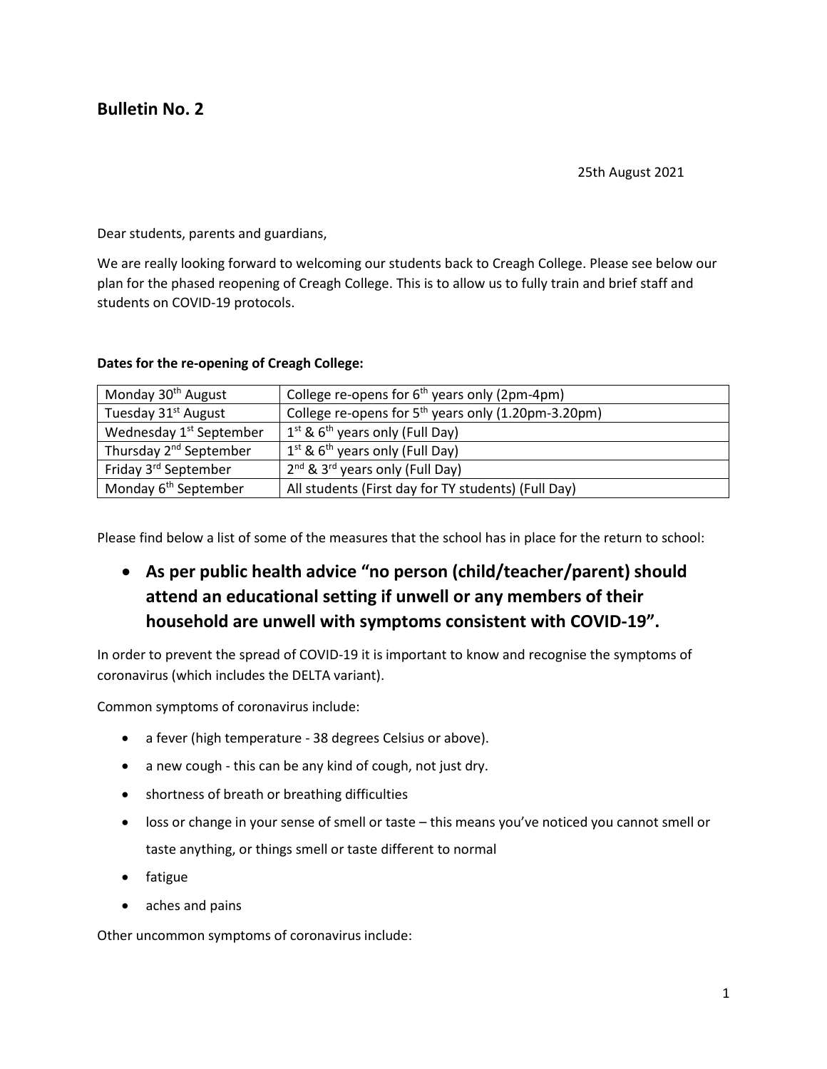## Bulletin No. 2

25th August 2021

Dear students, parents and guardians,

We are really looking forward to welcoming our students back to Creagh College. Please see below our plan for the phased reopening of Creagh College. This is to allow us to fully train and brief staff and students on COVID-19 protocols.

**Dates for the re-opening of Creagh College:**

| | |
|---|---|
| Monday 30th August | College re-opens for 6th years only (2pm-4pm) |
| Tuesday 31st August | College re-opens for 5th years only (1.20pm-3.20pm) |
| Wednesday 1st September | 1st & 6th years only (Full Day) |
| Thursday 2nd September | 1st & 6th years only (Full Day) |
| Friday 3rd September | 2nd & 3rd years only (Full Day) |
| Monday 6th September | All students (First day for TY students) (Full Day) |

Please find below a list of some of the measures that the school has in place for the return to school:

- **As per public health advice "no person (child/teacher/parent) should attend an educational setting if unwell or any members of their household are unwell with symptoms consistent with COVID-19".**

In order to prevent the spread of COVID-19 it is important to know and recognise the symptoms of coronavirus (which includes the DELTA variant).

Common symptoms of coronavirus include:

- a fever (high temperature - 38 degrees Celsius or above).
- a new cough - this can be any kind of cough, not just dry.
- shortness of breath or breathing difficulties
- loss or change in your sense of smell or taste – this means you've noticed you cannot smell or taste anything, or things smell or taste different to normal
- fatigue
- aches and pains

Other uncommon symptoms of coronavirus include: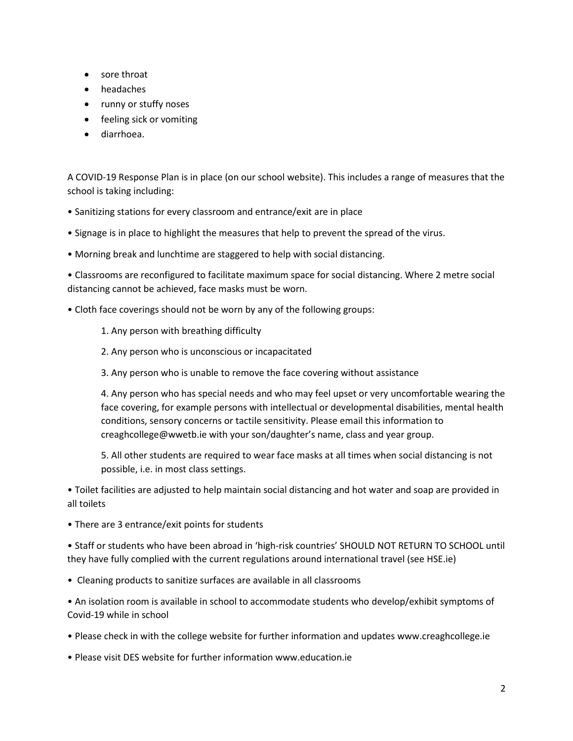- sore throat
- headaches
- runny or stuffy noses
- feeling sick or vomiting
- diarrhoea.

A COVID-19 Response Plan is in place (on our school website). This includes a range of measures that the school is taking including:

- Sanitizing stations for every classroom and entrance/exit are in place
- Signage is in place to highlight the measures that help to prevent the spread of the virus.
- Morning break and lunchtime are staggered to help with social distancing.
- Classrooms are reconfigured to facilitate maximum space for social distancing. Where 2 metre social distancing cannot be achieved, face masks must be worn.
- Cloth face coverings should not be worn by any of the following groups:

  1. Any person with breathing difficulty
  2. Any person who is unconscious or incapacitated
  3. Any person who is unable to remove the face covering without assistance
  4. Any person who has special needs and who may feel upset or very uncomfortable wearing the face covering, for example persons with intellectual or developmental disabilities, mental health conditions, sensory concerns or tactile sensitivity. Please email this information to creaghcollege@wwetb.ie with your son/daughter's name, class and year group.
  5. All other students are required to wear face masks at all times when social distancing is not possible, i.e. in most class settings.

- Toilet facilities are adjusted to help maintain social distancing and hot water and soap are provided in all toilets
- There are 3 entrance/exit points for students
- Staff or students who have been abroad in 'high-risk countries' SHOULD NOT RETURN TO SCHOOL until they have fully complied with the current regulations around international travel (see HSE.ie)
- Cleaning products to sanitize surfaces are available in all classrooms
- An isolation room is available in school to accommodate students who develop/exhibit symptoms of Covid-19 while in school
- Please check in with the college website for further information and updates www.creaghcollege.ie
- Please visit DES website for further information www.education.ie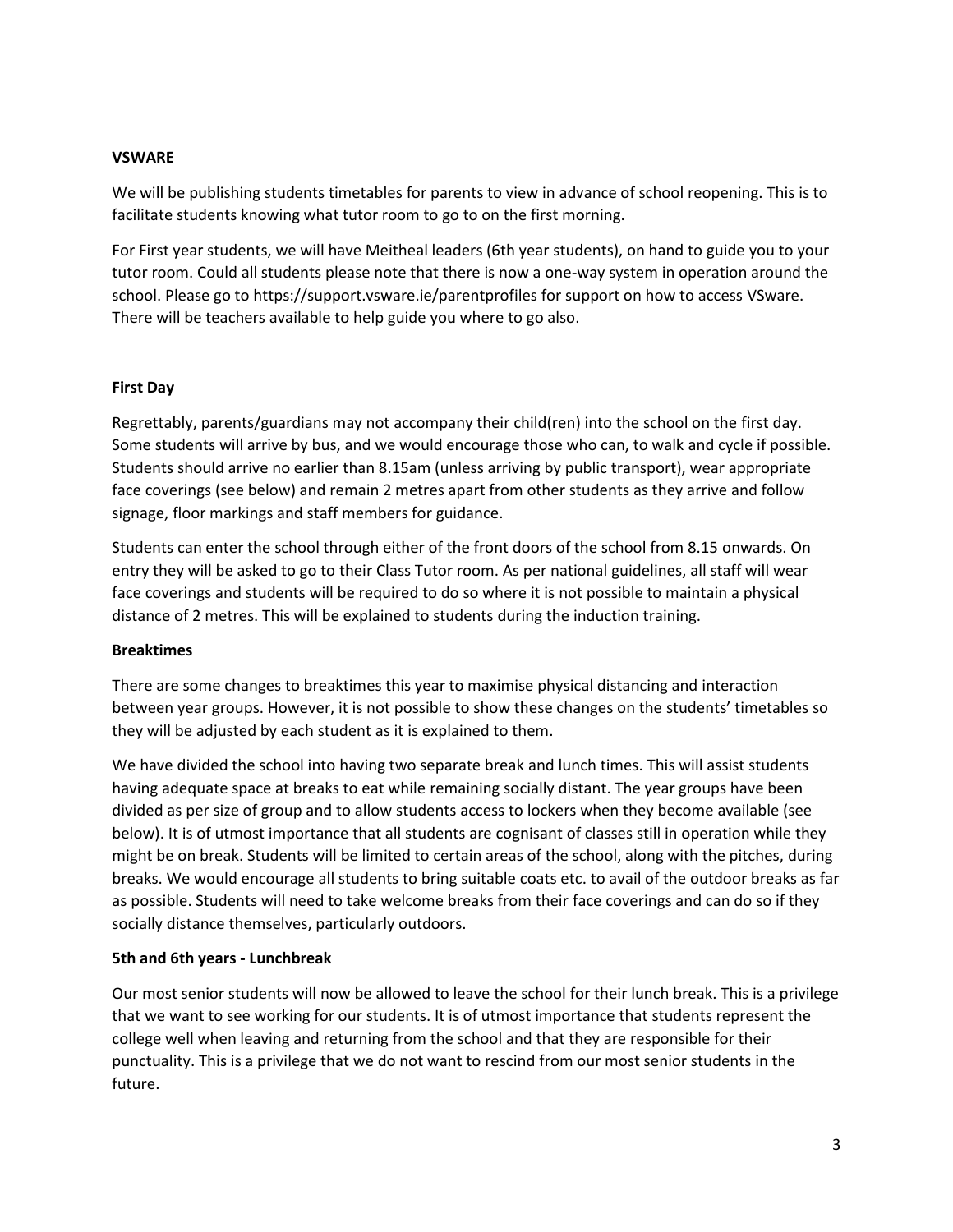**VSWARE**

We will be publishing students timetables for parents to view in advance of school reopening. This is to facilitate students knowing what tutor room to go to on the first morning.

For First year students, we will have Meitheal leaders (6th year students), on hand to guide you to your tutor room. Could all students please note that there is now a one-way system in operation around the school. Please go to https://support.vsware.ie/parentprofiles for support on how to access VSware. There will be teachers available to help guide you where to go also.

**First Day**

Regrettably, parents/guardians may not accompany their child(ren) into the school on the first day. Some students will arrive by bus, and we would encourage those who can, to walk and cycle if possible. Students should arrive no earlier than 8.15am (unless arriving by public transport), wear appropriate face coverings (see below) and remain 2 metres apart from other students as they arrive and follow signage, floor markings and staff members for guidance.

Students can enter the school through either of the front doors of the school from 8.15 onwards. On entry they will be asked to go to their Class Tutor room. As per national guidelines, all staff will wear face coverings and students will be required to do so where it is not possible to maintain a physical distance of 2 metres. This will be explained to students during the induction training.

**Breaktimes**

There are some changes to breaktimes this year to maximise physical distancing and interaction between year groups. However, it is not possible to show these changes on the students' timetables so they will be adjusted by each student as it is explained to them.

We have divided the school into having two separate break and lunch times. This will assist students having adequate space at breaks to eat while remaining socially distant. The year groups have been divided as per size of group and to allow students access to lockers when they become available (see below). It is of utmost importance that all students are cognisant of classes still in operation while they might be on break. Students will be limited to certain areas of the school, along with the pitches, during breaks. We would encourage all students to bring suitable coats etc. to avail of the outdoor breaks as far as possible. Students will need to take welcome breaks from their face coverings and can do so if they socially distance themselves, particularly outdoors.

**5th and 6th years - Lunchbreak**

Our most senior students will now be allowed to leave the school for their lunch break. This is a privilege that we want to see working for our students. It is of utmost importance that students represent the college well when leaving and returning from the school and that they are responsible for their punctuality. This is a privilege that we do not want to rescind from our most senior students in the future.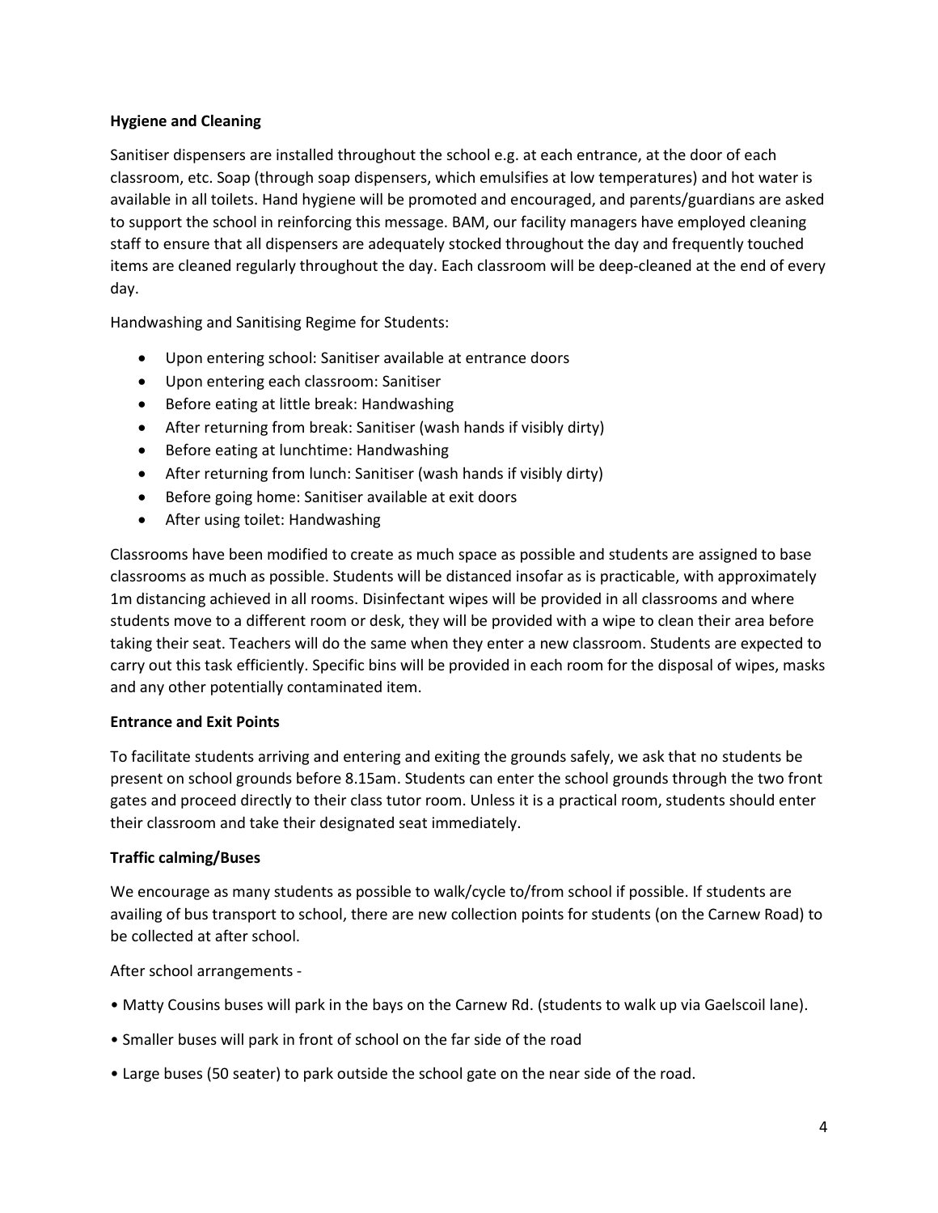**Hygiene and Cleaning**

Sanitiser dispensers are installed throughout the school e.g. at each entrance, at the door of each classroom, etc. Soap (through soap dispensers, which emulsifies at low temperatures) and hot water is available in all toilets. Hand hygiene will be promoted and encouraged, and parents/guardians are asked to support the school in reinforcing this message. BAM, our facility managers have employed cleaning staff to ensure that all dispensers are adequately stocked throughout the day and frequently touched items are cleaned regularly throughout the day. Each classroom will be deep-cleaned at the end of every day.

Handwashing and Sanitising Regime for Students:

- Upon entering school: Sanitiser available at entrance doors
- Upon entering each classroom: Sanitiser
- Before eating at little break: Handwashing
- After returning from break: Sanitiser (wash hands if visibly dirty)
- Before eating at lunchtime: Handwashing
- After returning from lunch: Sanitiser (wash hands if visibly dirty)
- Before going home: Sanitiser available at exit doors
- After using toilet: Handwashing

Classrooms have been modified to create as much space as possible and students are assigned to base classrooms as much as possible. Students will be distanced insofar as is practicable, with approximately 1m distancing achieved in all rooms. Disinfectant wipes will be provided in all classrooms and where students move to a different room or desk, they will be provided with a wipe to clean their area before taking their seat. Teachers will do the same when they enter a new classroom. Students are expected to carry out this task efficiently. Specific bins will be provided in each room for the disposal of wipes, masks and any other potentially contaminated item.

**Entrance and Exit Points**

To facilitate students arriving and entering and exiting the grounds safely, we ask that no students be present on school grounds before 8.15am. Students can enter the school grounds through the two front gates and proceed directly to their class tutor room. Unless it is a practical room, students should enter their classroom and take their designated seat immediately.

**Traffic calming/Buses**

We encourage as many students as possible to walk/cycle to/from school if possible. If students are availing of bus transport to school, there are new collection points for students (on the Carnew Road) to be collected at after school.

After school arrangements -

- Matty Cousins buses will park in the bays on the Carnew Rd. (students to walk up via Gaelscoil lane).
- Smaller buses will park in front of school on the far side of the road
- Large buses (50 seater) to park outside the school gate on the near side of the road.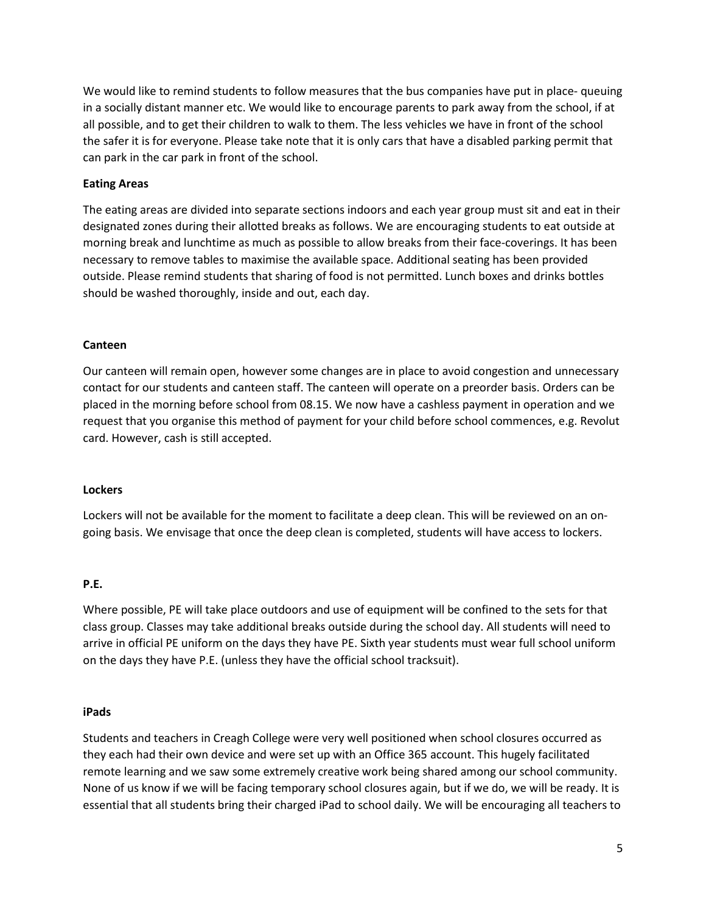We would like to remind students to follow measures that the bus companies have put in place- queuing in a socially distant manner etc. We would like to encourage parents to park away from the school, if at all possible, and to get their children to walk to them. The less vehicles we have in front of the school the safer it is for everyone. Please take note that it is only cars that have a disabled parking permit that can park in the car park in front of the school.

**Eating Areas**

The eating areas are divided into separate sections indoors and each year group must sit and eat in their designated zones during their allotted breaks as follows. We are encouraging students to eat outside at morning break and lunchtime as much as possible to allow breaks from their face-coverings. It has been necessary to remove tables to maximise the available space. Additional seating has been provided outside. Please remind students that sharing of food is not permitted. Lunch boxes and drinks bottles should be washed thoroughly, inside and out, each day.

**Canteen**

Our canteen will remain open, however some changes are in place to avoid congestion and unnecessary contact for our students and canteen staff. The canteen will operate on a preorder basis. Orders can be placed in the morning before school from 08.15. We now have a cashless payment in operation and we request that you organise this method of payment for your child before school commences, e.g. Revolut card. However, cash is still accepted.

**Lockers**

Lockers will not be available for the moment to facilitate a deep clean. This will be reviewed on an on-going basis. We envisage that once the deep clean is completed, students will have access to lockers.

**P.E.**

Where possible, PE will take place outdoors and use of equipment will be confined to the sets for that class group. Classes may take additional breaks outside during the school day. All students will need to arrive in official PE uniform on the days they have PE. Sixth year students must wear full school uniform on the days they have P.E. (unless they have the official school tracksuit).

**iPads**

Students and teachers in Creagh College were very well positioned when school closures occurred as they each had their own device and were set up with an Office 365 account. This hugely facilitated remote learning and we saw some extremely creative work being shared among our school community. None of us know if we will be facing temporary school closures again, but if we do, we will be ready. It is essential that all students bring their charged iPad to school daily. We will be encouraging all teachers to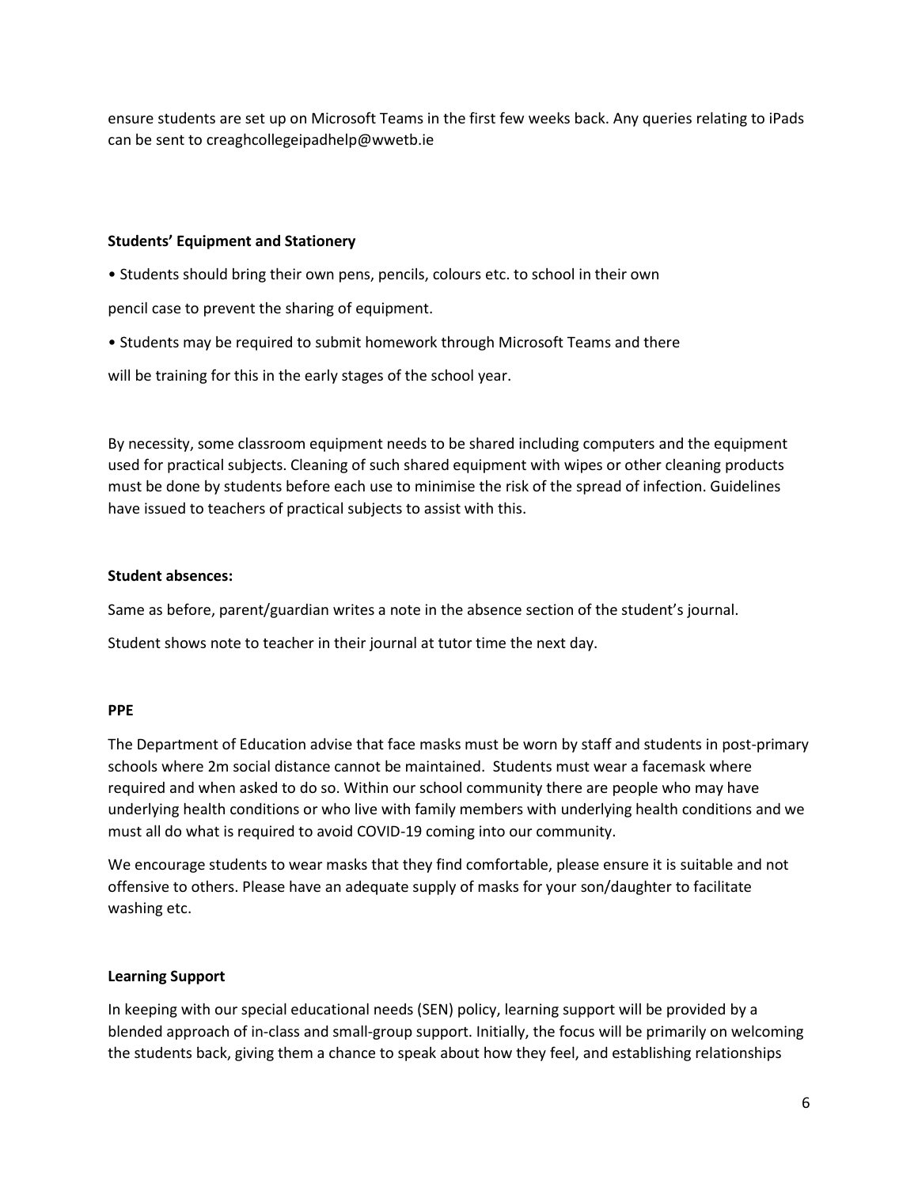ensure students are set up on Microsoft Teams in the first few weeks back. Any queries relating to iPads can be sent to creaghcollegeipadhelp@wwetb.ie

**Students' Equipment and Stationery**

• Students should bring their own pens, pencils, colours etc. to school in their own pencil case to prevent the sharing of equipment.

• Students may be required to submit homework through Microsoft Teams and there will be training for this in the early stages of the school year.

By necessity, some classroom equipment needs to be shared including computers and the equipment used for practical subjects. Cleaning of such shared equipment with wipes or other cleaning products must be done by students before each use to minimise the risk of the spread of infection. Guidelines have issued to teachers of practical subjects to assist with this.

**Student absences:**

Same as before, parent/guardian writes a note in the absence section of the student's journal.

Student shows note to teacher in their journal at tutor time the next day.

**PPE**

The Department of Education advise that face masks must be worn by staff and students in post-primary schools where 2m social distance cannot be maintained. Students must wear a facemask where required and when asked to do so. Within our school community there are people who may have underlying health conditions or who live with family members with underlying health conditions and we must all do what is required to avoid COVID-19 coming into our community.

We encourage students to wear masks that they find comfortable, please ensure it is suitable and not offensive to others. Please have an adequate supply of masks for your son/daughter to facilitate washing etc.

**Learning Support**

In keeping with our special educational needs (SEN) policy, learning support will be provided by a blended approach of in-class and small-group support. Initially, the focus will be primarily on welcoming the students back, giving them a chance to speak about how they feel, and establishing relationships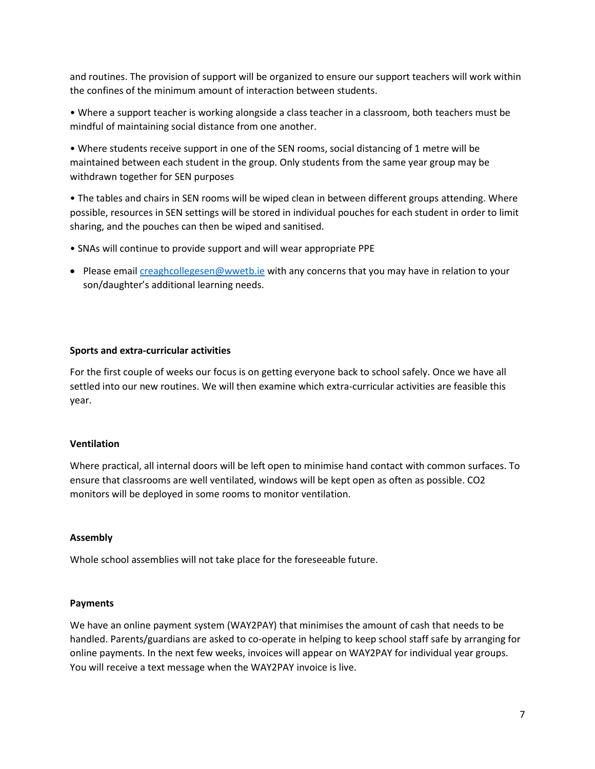and routines. The provision of support will be organized to ensure our support teachers will work within the confines of the minimum amount of interaction between students.

• Where a support teacher is working alongside a class teacher in a classroom, both teachers must be mindful of maintaining social distance from one another.

• Where students receive support in one of the SEN rooms, social distancing of 1 metre will be maintained between each student in the group. Only students from the same year group may be withdrawn together for SEN purposes

• The tables and chairs in SEN rooms will be wiped clean in between different groups attending. Where possible, resources in SEN settings will be stored in individual pouches for each student in order to limit sharing, and the pouches can then be wiped and sanitised.

• SNAs will continue to provide support and will wear appropriate PPE

- Please email creaghcollegesen@wwetb.ie with any concerns that you may have in relation to your son/daughter's additional learning needs.

**Sports and extra-curricular activities**

For the first couple of weeks our focus is on getting everyone back to school safely. Once we have all settled into our new routines. We will then examine which extra-curricular activities are feasible this year.

**Ventilation**

Where practical, all internal doors will be left open to minimise hand contact with common surfaces. To ensure that classrooms are well ventilated, windows will be kept open as often as possible. CO2 monitors will be deployed in some rooms to monitor ventilation.

**Assembly**

Whole school assemblies will not take place for the foreseeable future.

**Payments**

We have an online payment system (WAY2PAY) that minimises the amount of cash that needs to be handled. Parents/guardians are asked to co-operate in helping to keep school staff safe by arranging for online payments. In the next few weeks, invoices will appear on WAY2PAY for individual year groups. You will receive a text message when the WAY2PAY invoice is live.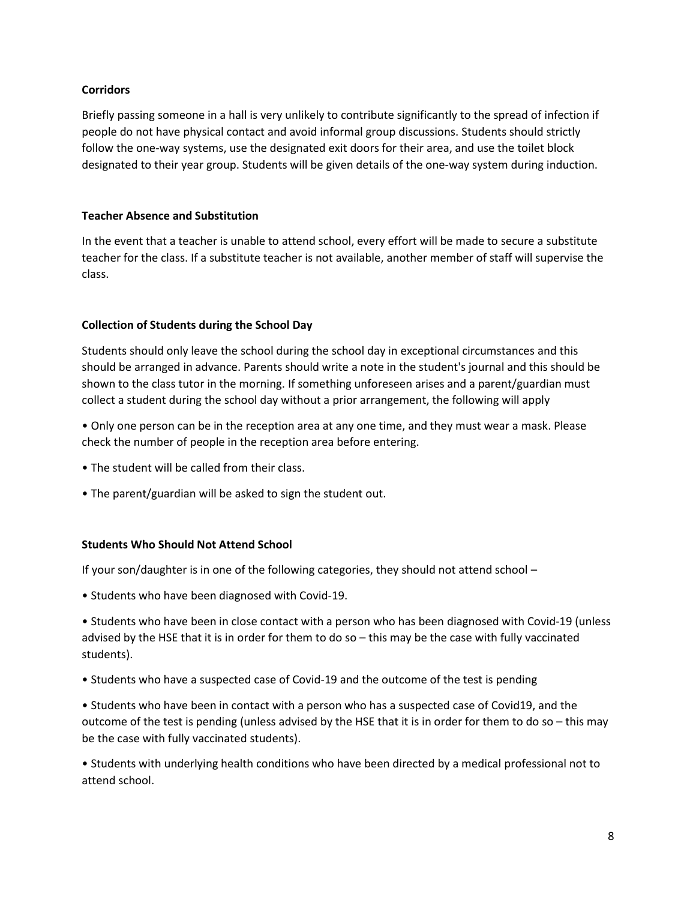**Corridors**

Briefly passing someone in a hall is very unlikely to contribute significantly to the spread of infection if people do not have physical contact and avoid informal group discussions. Students should strictly follow the one-way systems, use the designated exit doors for their area, and use the toilet block designated to their year group. Students will be given details of the one-way system during induction.

**Teacher Absence and Substitution**

In the event that a teacher is unable to attend school, every effort will be made to secure a substitute teacher for the class. If a substitute teacher is not available, another member of staff will supervise the class.

**Collection of Students during the School Day**

Students should only leave the school during the school day in exceptional circumstances and this should be arranged in advance. Parents should write a note in the student's journal and this should be shown to the class tutor in the morning. If something unforeseen arises and a parent/guardian must collect a student during the school day without a prior arrangement, the following will apply

- Only one person can be in the reception area at any one time, and they must wear a mask. Please check the number of people in the reception area before entering.
- The student will be called from their class.
- The parent/guardian will be asked to sign the student out.

**Students Who Should Not Attend School**

If your son/daughter is in one of the following categories, they should not attend school –

- Students who have been diagnosed with Covid-19.
- Students who have been in close contact with a person who has been diagnosed with Covid-19 (unless advised by the HSE that it is in order for them to do so – this may be the case with fully vaccinated students).
- Students who have a suspected case of Covid-19 and the outcome of the test is pending
- Students who have been in contact with a person who has a suspected case of Covid19, and the outcome of the test is pending (unless advised by the HSE that it is in order for them to do so – this may be the case with fully vaccinated students).
- Students with underlying health conditions who have been directed by a medical professional not to attend school.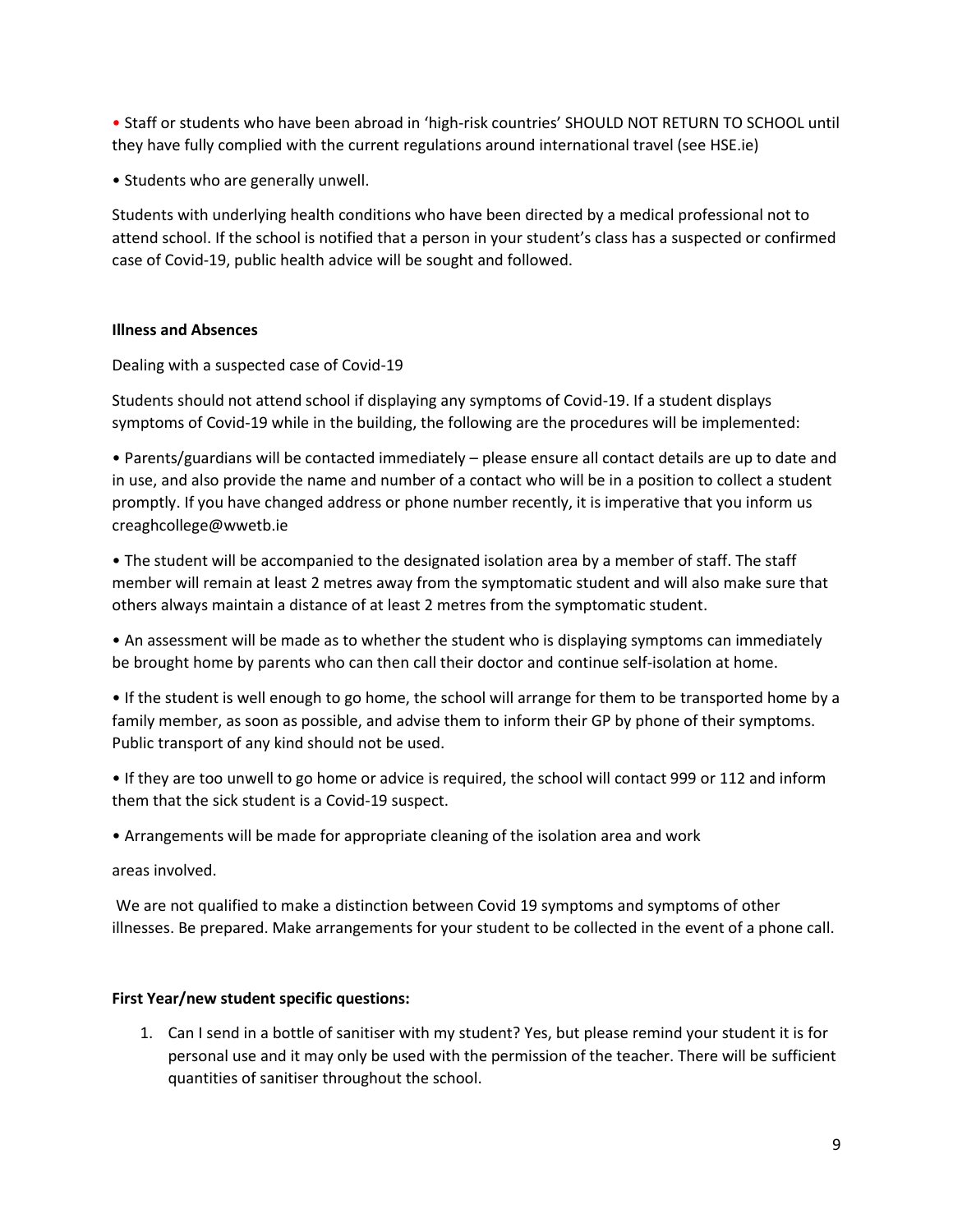- Staff or students who have been abroad in 'high-risk countries' SHOULD NOT RETURN TO SCHOOL until they have fully complied with the current regulations around international travel (see HSE.ie)

- Students who are generally unwell.

Students with underlying health conditions who have been directed by a medical professional not to attend school. If the school is notified that a person in your student's class has a suspected or confirmed case of Covid-19, public health advice will be sought and followed.

**Illness and Absences**

Dealing with a suspected case of Covid-19

Students should not attend school if displaying any symptoms of Covid-19. If a student displays symptoms of Covid-19 while in the building, the following are the procedures will be implemented:

- Parents/guardians will be contacted immediately – please ensure all contact details are up to date and in use, and also provide the name and number of a contact who will be in a position to collect a student promptly. If you have changed address or phone number recently, it is imperative that you inform us creaghcollege@wwetb.ie

- The student will be accompanied to the designated isolation area by a member of staff. The staff member will remain at least 2 metres away from the symptomatic student and will also make sure that others always maintain a distance of at least 2 metres from the symptomatic student.

- An assessment will be made as to whether the student who is displaying symptoms can immediately be brought home by parents who can then call their doctor and continue self-isolation at home.

- If the student is well enough to go home, the school will arrange for them to be transported home by a family member, as soon as possible, and advise them to inform their GP by phone of their symptoms. Public transport of any kind should not be used.

- If they are too unwell to go home or advice is required, the school will contact 999 or 112 and inform them that the sick student is a Covid-19 suspect.

- Arrangements will be made for appropriate cleaning of the isolation area and work

areas involved.

We are not qualified to make a distinction between Covid 19 symptoms and symptoms of other illnesses. Be prepared. Make arrangements for your student to be collected in the event of a phone call.

**First Year/new student specific questions:**

1. Can I send in a bottle of sanitiser with my student? Yes, but please remind your student it is for personal use and it may only be used with the permission of the teacher. There will be sufficient quantities of sanitiser throughout the school.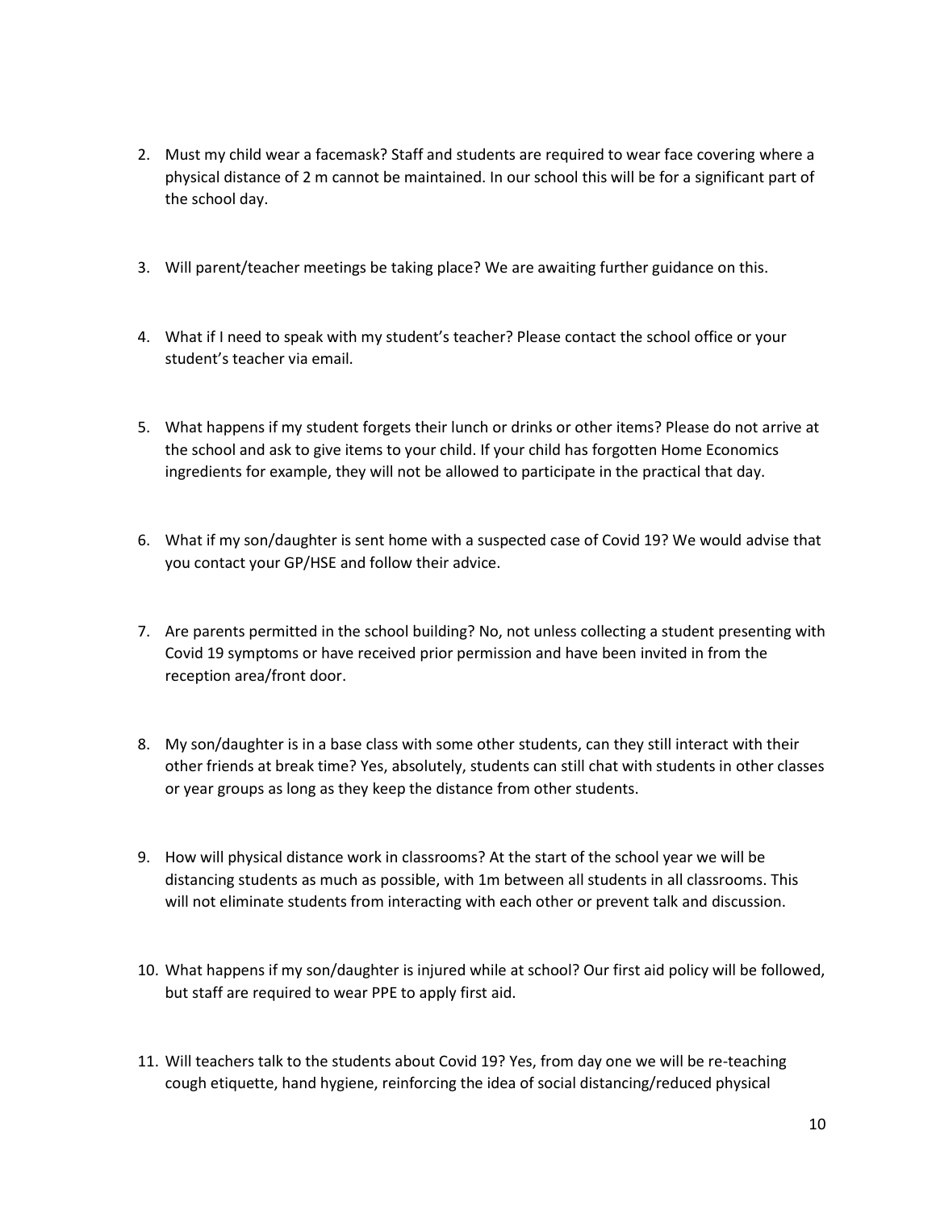2. Must my child wear a facemask? Staff and students are required to wear face covering where a physical distance of 2 m cannot be maintained. In our school this will be for a significant part of the school day.

3. Will parent/teacher meetings be taking place? We are awaiting further guidance on this.

4. What if I need to speak with my student's teacher? Please contact the school office or your student's teacher via email.

5. What happens if my student forgets their lunch or drinks or other items? Please do not arrive at the school and ask to give items to your child. If your child has forgotten Home Economics ingredients for example, they will not be allowed to participate in the practical that day.

6. What if my son/daughter is sent home with a suspected case of Covid 19? We would advise that you contact your GP/HSE and follow their advice.

7. Are parents permitted in the school building? No, not unless collecting a student presenting with Covid 19 symptoms or have received prior permission and have been invited in from the reception area/front door.

8. My son/daughter is in a base class with some other students, can they still interact with their other friends at break time? Yes, absolutely, students can still chat with students in other classes or year groups as long as they keep the distance from other students.

9. How will physical distance work in classrooms? At the start of the school year we will be distancing students as much as possible, with 1m between all students in all classrooms. This will not eliminate students from interacting with each other or prevent talk and discussion.

10. What happens if my son/daughter is injured while at school? Our first aid policy will be followed, but staff are required to wear PPE to apply first aid.

11. Will teachers talk to the students about Covid 19? Yes, from day one we will be re-teaching cough etiquette, hand hygiene, reinforcing the idea of social distancing/reduced physical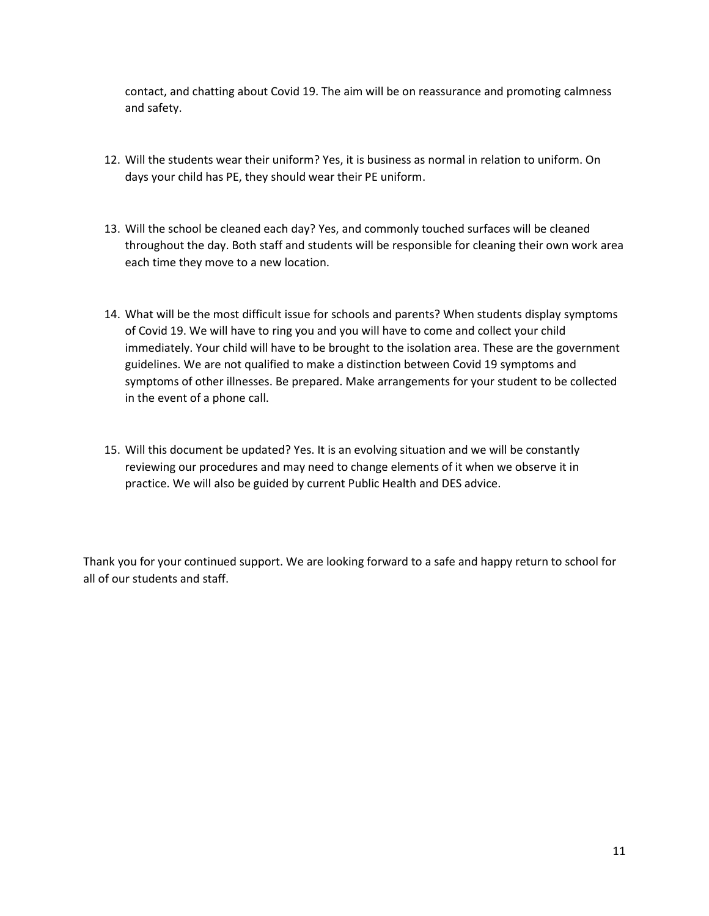contact, and chatting about Covid 19. The aim will be on reassurance and promoting calmness and safety.

12. Will the students wear their uniform? Yes, it is business as normal in relation to uniform. On days your child has PE, they should wear their PE uniform.

13. Will the school be cleaned each day? Yes, and commonly touched surfaces will be cleaned throughout the day. Both staff and students will be responsible for cleaning their own work area each time they move to a new location.

14. What will be the most difficult issue for schools and parents? When students display symptoms of Covid 19. We will have to ring you and you will have to come and collect your child immediately. Your child will have to be brought to the isolation area. These are the government guidelines. We are not qualified to make a distinction between Covid 19 symptoms and symptoms of other illnesses. Be prepared. Make arrangements for your student to be collected in the event of a phone call.

15. Will this document be updated? Yes. It is an evolving situation and we will be constantly reviewing our procedures and may need to change elements of it when we observe it in practice. We will also be guided by current Public Health and DES advice.

Thank you for your continued support. We are looking forward to a safe and happy return to school for all of our students and staff.